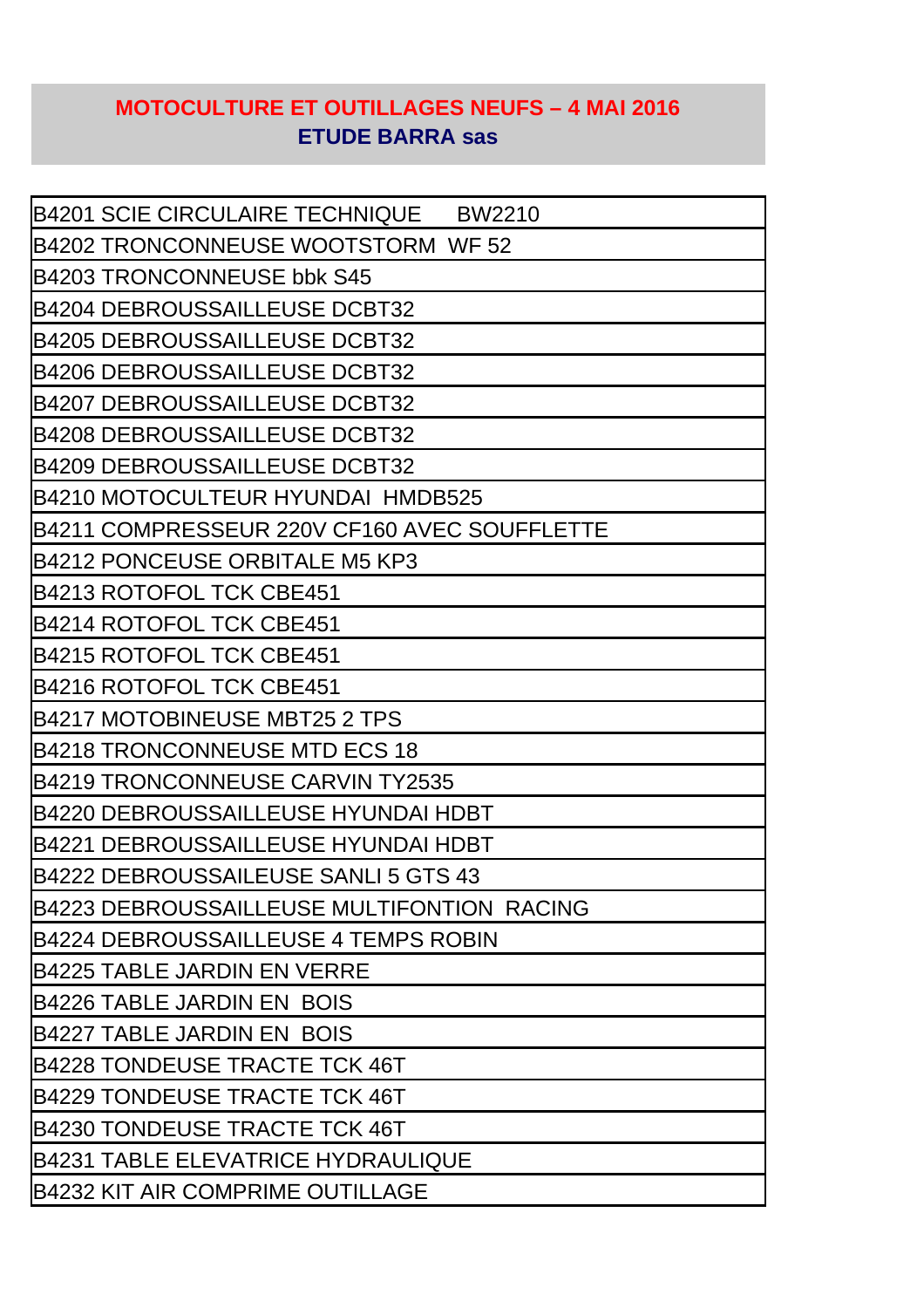# MOTOCULTURE ET OUTILLAGES NEUFS – 4 MAI 2016

## ETUDE BARRA sas

| |
|---|
| B4201 SCIE CIRCULAIRE TECHNIQUE BW2210 |
| B4202 TRONCONNEUSE WOOTSTORM WF 52 |
| B4203 TRONCONNEUSE bbk S45 |
| B4204 DEBROUSSAILLEUSE DCBT32 |
| B4205 DEBROUSSAILLEUSE DCBT32 |
| B4206 DEBROUSSAILLEUSE DCBT32 |
| B4207 DEBROUSSAILLEUSE DCBT32 |
| B4208 DEBROUSSAILLEUSE DCBT32 |
| B4209 DEBROUSSAILLEUSE DCBT32 |
| B4210 MOTOCULTEUR HYUNDAI HMDB525 |
| B4211 COMPRESSEUR 220V CF160 AVEC SOUFFLETTE |
| B4212 PONCEUSE ORBITALE M5 KP3 |
| B4213 ROTOFOL TCK CBE451 |
| B4214 ROTOFOL TCK CBE451 |
| B4215 ROTOFOL TCK CBE451 |
| B4216 ROTOFOL TCK CBE451 |
| B4217 MOTOBINEUSE MBT25 2 TPS |
| B4218 TRONCONNEUSE MTD ECS 18 |
| B4219 TRONCONNEUSE CARVIN TY2535 |
| B4220 DEBROUSSAILLEUSE HYUNDAI HDBT |
| B4221 DEBROUSSAILLEUSE HYUNDAI HDBT |
| B4222 DEBROUSSAILEUSE SANLI 5 GTS 43 |
| B4223 DEBROUSSAILLEUSE MULTIFONTION RACING |
| B4224 DEBROUSSAILLEUSE 4 TEMPS ROBIN |
| B4225 TABLE JARDIN EN VERRE |
| B4226 TABLE JARDIN EN BOIS |
| B4227 TABLE JARDIN EN BOIS |
| B4228 TONDEUSE TRACTE TCK 46T |
| B4229 TONDEUSE TRACTE TCK 46T |
| B4230 TONDEUSE TRACTE TCK 46T |
| B4231 TABLE ELEVATRICE HYDRAULIQUE |
| B4232 KIT AIR COMPRIME OUTILLAGE |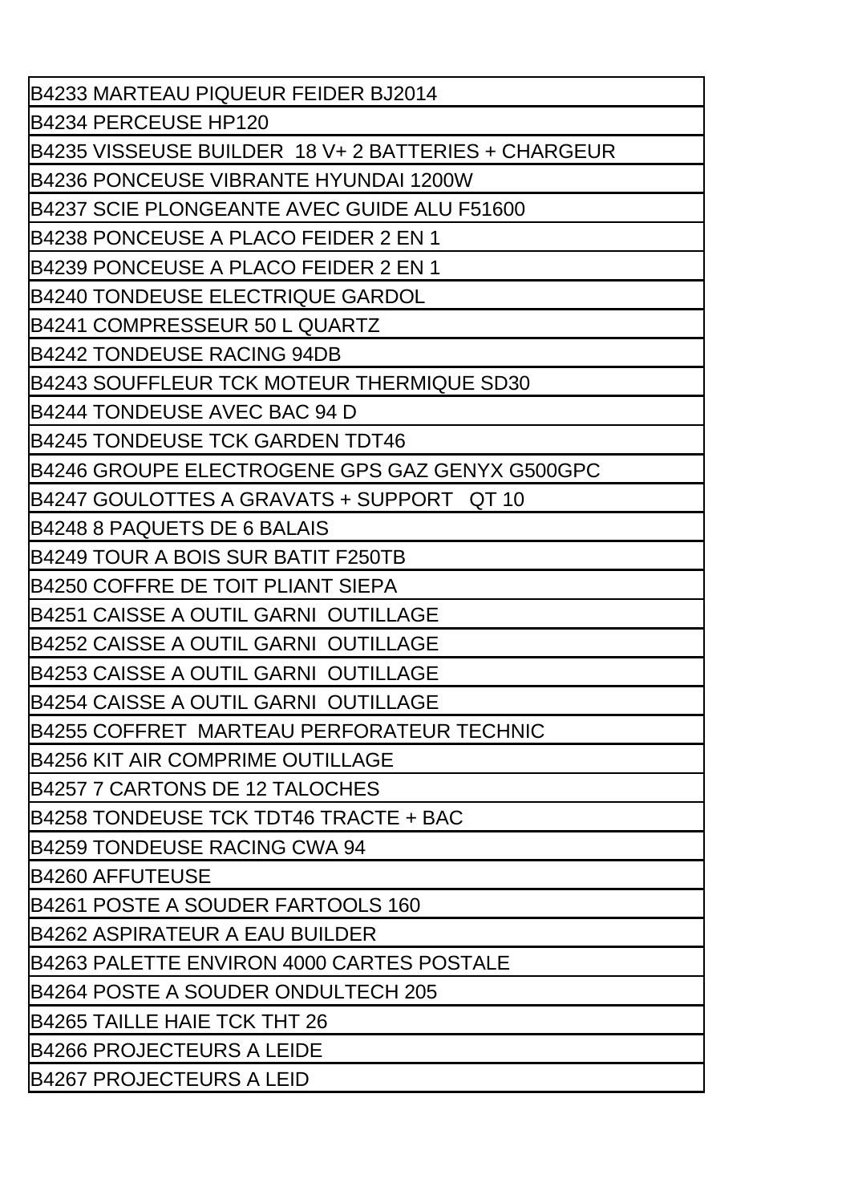| B4233 MARTEAU PIQUEUR FEIDER BJ2014 |
| --- |
| B4234 PERCEUSE HP120 |
| B4235 VISSEUSE BUILDER 18 V+ 2 BATTERIES + CHARGEUR |
| B4236 PONCEUSE VIBRANTE HYUNDAI 1200W |
| B4237 SCIE PLONGEANTE AVEC GUIDE ALU F51600 |
| B4238 PONCEUSE A PLACO FEIDER 2 EN 1 |
| B4239 PONCEUSE A PLACO FEIDER 2 EN 1 |
| B4240 TONDEUSE ELECTRIQUE GARDOL |
| B4241 COMPRESSEUR 50 L QUARTZ |
| B4242 TONDEUSE RACING 94DB |
| B4243 SOUFFLEUR TCK MOTEUR THERMIQUE SD30 |
| B4244 TONDEUSE AVEC BAC 94 D |
| B4245 TONDEUSE TCK GARDEN TDT46 |
| B4246 GROUPE ELECTROGENE GPS GAZ GENYX G500GPC |
| B4247 GOULOTTES A GRAVATS + SUPPORT QT 10 |
| B4248 8 PAQUETS DE 6 BALAIS |
| B4249 TOUR A BOIS SUR BATIT F250TB |
| B4250 COFFRE DE TOIT PLIANT SIEPA |
| B4251 CAISSE A OUTIL GARNI OUTILLAGE |
| B4252 CAISSE A OUTIL GARNI OUTILLAGE |
| B4253 CAISSE A OUTIL GARNI OUTILLAGE |
| B4254 CAISSE A OUTIL GARNI OUTILLAGE |
| B4255 COFFRET MARTEAU PERFORATEUR TECHNIC |
| B4256 KIT AIR COMPRIME OUTILLAGE |
| B4257 7 CARTONS DE 12 TALOCHES |
| B4258 TONDEUSE TCK TDT46 TRACTE + BAC |
| B4259 TONDEUSE RACING CWA 94 |
| B4260 AFFUTEUSE |
| B4261 POSTE A SOUDER FARTOOLS 160 |
| B4262 ASPIRATEUR A EAU BUILDER |
| B4263 PALETTE ENVIRON 4000 CARTES POSTALE |
| B4264 POSTE A SOUDER ONDULTECH 205 |
| B4265 TAILLE HAIE TCK THT 26 |
| B4266 PROJECTEURS A LEIDE |
| B4267 PROJECTEURS A LEID |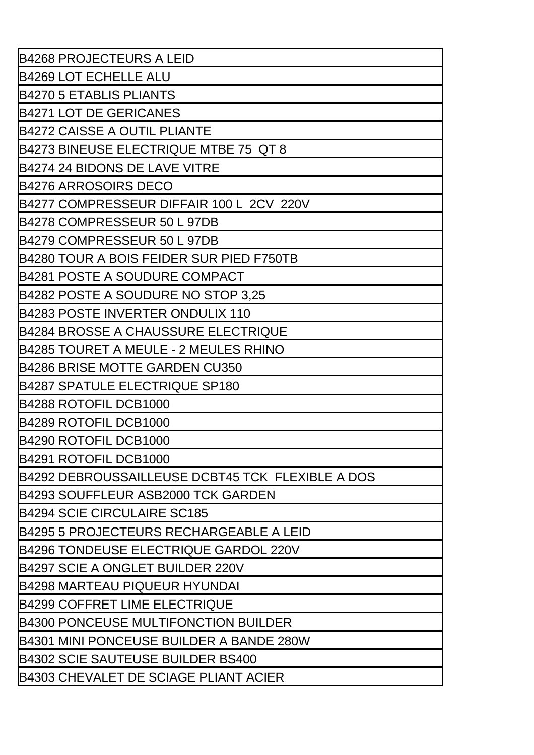| B4268 PROJECTEURS A LEID |
| --- |
| B4269 LOT ECHELLE ALU |
| B4270 5 ETABLIS PLIANTS |
| B4271 LOT DE GERICANES |
| B4272 CAISSE A OUTIL PLIANTE |
| B4273 BINEUSE ELECTRIQUE MTBE 75 QT 8 |
| B4274 24 BIDONS DE LAVE VITRE |
| B4276 ARROSOIRS DECO |
| B4277 COMPRESSEUR DIFFAIR 100 L 2CV 220V |
| B4278 COMPRESSEUR 50 L 97DB |
| B4279 COMPRESSEUR 50 L 97DB |
| B4280 TOUR A BOIS FEIDER SUR PIED F750TB |
| B4281 POSTE A SOUDURE COMPACT |
| B4282 POSTE A SOUDURE NO STOP 3,25 |
| B4283 POSTE INVERTER ONDULIX 110 |
| B4284 BROSSE A CHAUSSURE ELECTRIQUE |
| B4285 TOURET A MEULE - 2 MEULES RHINO |
| B4286 BRISE MOTTE GARDEN CU350 |
| B4287 SPATULE ELECTRIQUE SP180 |
| B4288 ROTOFIL DCB1000 |
| B4289 ROTOFIL DCB1000 |
| B4290 ROTOFIL DCB1000 |
| B4291 ROTOFIL DCB1000 |
| B4292 DEBROUSSAILLEUSE DCBT45 TCK FLEXIBLE A DOS |
| B4293 SOUFFLEUR ASB2000 TCK GARDEN |
| B4294 SCIE CIRCULAIRE SC185 |
| B4295 5 PROJECTEURS RECHARGEABLE A LEID |
| B4296 TONDEUSE ELECTRIQUE GARDOL 220V |
| B4297 SCIE A ONGLET BUILDER 220V |
| B4298 MARTEAU PIQUEUR HYUNDAI |
| B4299 COFFRET LIME ELECTRIQUE |
| B4300 PONCEUSE MULTIFONCTION BUILDER |
| B4301 MINI PONCEUSE BUILDER A BANDE 280W |
| B4302 SCIE SAUTEUSE BUILDER BS400 |
| B4303 CHEVALET DE SCIAGE PLIANT ACIER |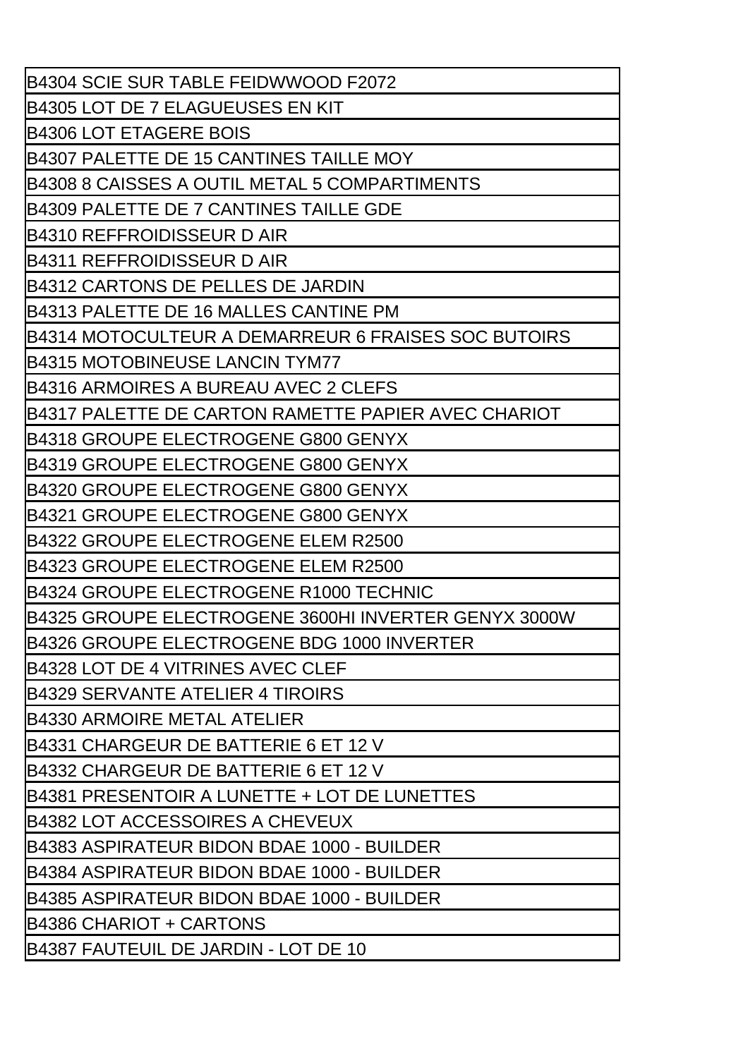| B4304 SCIE SUR TABLE FEIDWWOOD F2072 |
| --- |
| B4305 LOT DE 7 ELAGUEUSES EN KIT |
| B4306 LOT ETAGERE BOIS |
| B4307 PALETTE DE 15 CANTINES TAILLE MOY |
| B4308 8 CAISSES A OUTIL METAL 5 COMPARTIMENTS |
| B4309 PALETTE DE 7 CANTINES TAILLE GDE |
| B4310 REFFROIDISSEUR D AIR |
| B4311 REFFROIDISSEUR D AIR |
| B4312 CARTONS DE PELLES DE JARDIN |
| B4313 PALETTE DE 16 MALLES CANTINE PM |
| B4314 MOTOCULTEUR A DEMARREUR 6 FRAISES SOC BUTOIRS |
| B4315 MOTOBINEUSE LANCIN TYM77 |
| B4316 ARMOIRES A BUREAU AVEC 2 CLEFS |
| B4317 PALETTE DE CARTON RAMETTE PAPIER AVEC CHARIOT |
| B4318 GROUPE ELECTROGENE G800 GENYX |
| B4319 GROUPE ELECTROGENE G800 GENYX |
| B4320 GROUPE ELECTROGENE G800 GENYX |
| B4321 GROUPE ELECTROGENE G800 GENYX |
| B4322 GROUPE ELECTROGENE ELEM R2500 |
| B4323 GROUPE ELECTROGENE ELEM R2500 |
| B4324 GROUPE ELECTROGENE R1000 TECHNIC |
| B4325 GROUPE ELECTROGENE 3600HI INVERTER GENYX 3000W |
| B4326 GROUPE ELECTROGENE BDG 1000 INVERTER |
| B4328 LOT DE 4 VITRINES AVEC CLEF |
| B4329 SERVANTE ATELIER 4 TIROIRS |
| B4330 ARMOIRE METAL ATELIER |
| B4331 CHARGEUR DE BATTERIE 6 ET 12 V |
| B4332 CHARGEUR DE BATTERIE 6 ET 12 V |
| B4381 PRESENTOIR A LUNETTE + LOT DE LUNETTES |
| B4382 LOT ACCESSOIRES A CHEVEUX |
| B4383 ASPIRATEUR BIDON BDAE 1000 - BUILDER |
| B4384 ASPIRATEUR BIDON BDAE 1000 - BUILDER |
| B4385 ASPIRATEUR BIDON BDAE 1000 - BUILDER |
| B4386 CHARIOT + CARTONS |
| B4387 FAUTEUIL DE JARDIN - LOT DE 10 |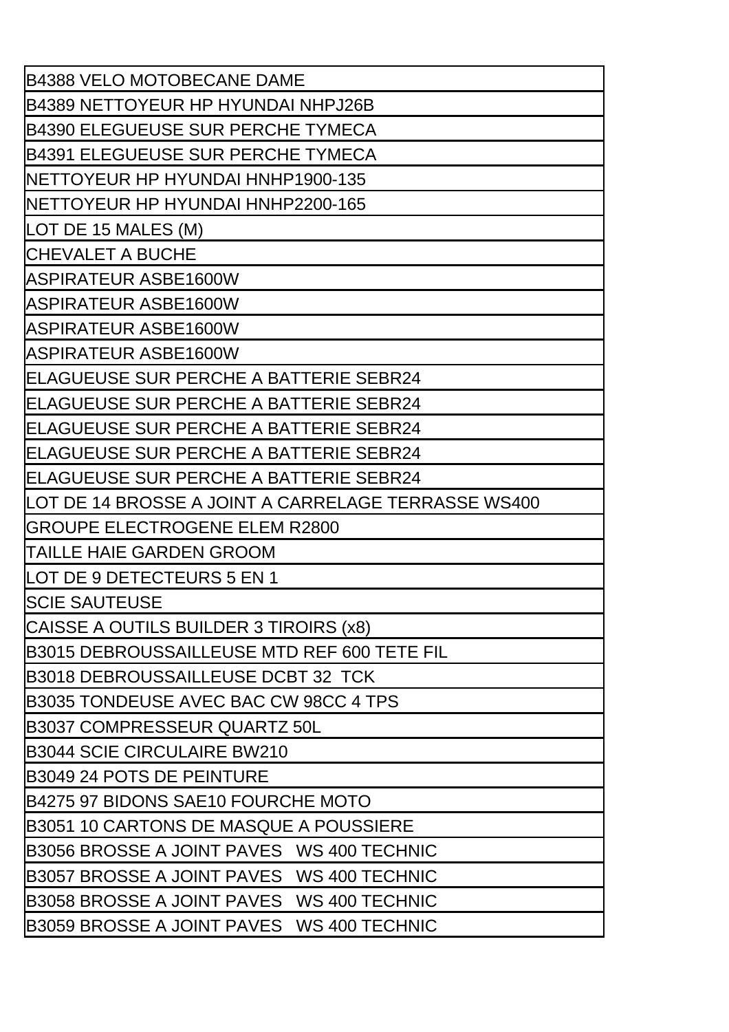| B4388 VELO MOTOBECANE DAME |
|---|
| B4389 NETTOYEUR HP HYUNDAI NHPJ26B |
| B4390 ELEGUEUSE SUR PERCHE TYMECA |
| B4391 ELEGUEUSE SUR PERCHE TYMECA |
| NETTOYEUR HP HYUNDAI HNHP1900-135 |
| NETTOYEUR HP HYUNDAI HNHP2200-165 |
| LOT DE 15 MALES (M) |
| CHEVALET A BUCHE |
| ASPIRATEUR ASBE1600W |
| ASPIRATEUR ASBE1600W |
| ASPIRATEUR ASBE1600W |
| ASPIRATEUR ASBE1600W |
| ELAGUEUSE SUR PERCHE A BATTERIE SEBR24 |
| ELAGUEUSE SUR PERCHE A BATTERIE SEBR24 |
| ELAGUEUSE SUR PERCHE A BATTERIE SEBR24 |
| ELAGUEUSE SUR PERCHE A BATTERIE SEBR24 |
| ELAGUEUSE SUR PERCHE A BATTERIE SEBR24 |
| LOT DE 14 BROSSE A JOINT A CARRELAGE TERRASSE WS400 |
| GROUPE ELECTROGENE ELEM R2800 |
| TAILLE HAIE GARDEN GROOM |
| LOT DE 9 DETECTEURS 5 EN 1 |
| SCIE SAUTEUSE |
| CAISSE A OUTILS BUILDER 3 TIROIRS (x8) |
| B3015 DEBROUSSAILLEUSE MTD REF 600 TETE FIL |
| B3018 DEBROUSSAILLEUSE DCBT 32 TCK |
| B3035 TONDEUSE AVEC BAC CW 98CC 4 TPS |
| B3037 COMPRESSEUR QUARTZ 50L |
| B3044 SCIE CIRCULAIRE BW210 |
| B3049 24 POTS DE PEINTURE |
| B4275 97 BIDONS SAE10 FOURCHE MOTO |
| B3051 10 CARTONS DE MASQUE A POUSSIERE |
| B3056 BROSSE A JOINT PAVES WS 400 TECHNIC |
| B3057 BROSSE A JOINT PAVES WS 400 TECHNIC |
| B3058 BROSSE A JOINT PAVES WS 400 TECHNIC |
| B3059 BROSSE A JOINT PAVES WS 400 TECHNIC |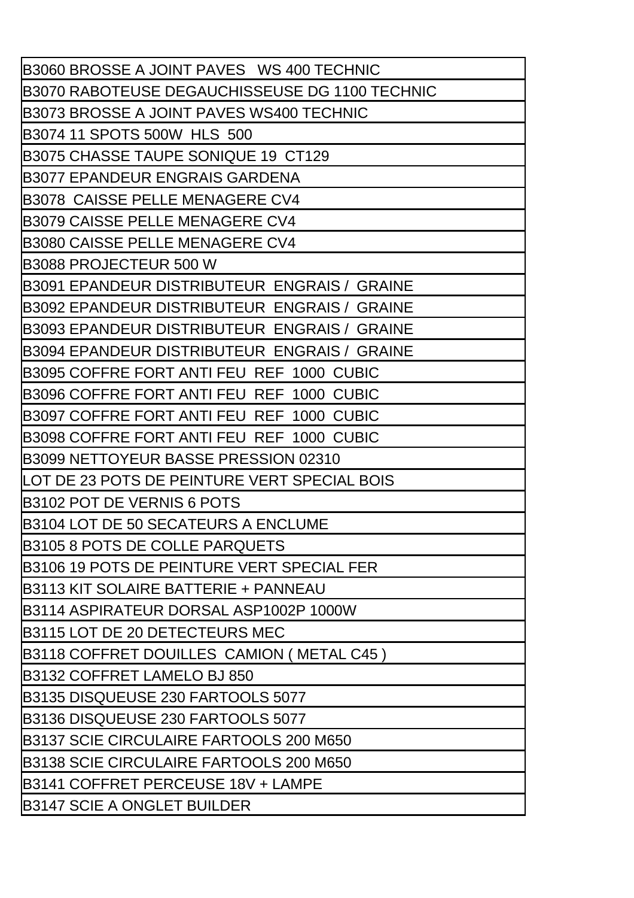| |
|---|
| B3060 BROSSE A JOINT PAVES WS 400 TECHNIC |
| B3070 RABOTEUSE DEGAUCHISSEUSE DG 1100 TECHNIC |
| B3073 BROSSE A JOINT PAVES WS400 TECHNIC |
| B3074 11 SPOTS 500W HLS 500 |
| B3075 CHASSE TAUPE SONIQUE 19 CT129 |
| B3077 EPANDEUR ENGRAIS GARDENA |
| B3078 CAISSE PELLE MENAGERE CV4 |
| B3079 CAISSE PELLE MENAGERE CV4 |
| B3080 CAISSE PELLE MENAGERE CV4 |
| B3088 PROJECTEUR 500 W |
| B3091 EPANDEUR DISTRIBUTEUR ENGRAIS / GRAINE |
| B3092 EPANDEUR DISTRIBUTEUR ENGRAIS / GRAINE |
| B3093 EPANDEUR DISTRIBUTEUR ENGRAIS / GRAINE |
| B3094 EPANDEUR DISTRIBUTEUR ENGRAIS / GRAINE |
| B3095 COFFRE FORT ANTI FEU REF 1000 CUBIC |
| B3096 COFFRE FORT ANTI FEU REF 1000 CUBIC |
| B3097 COFFRE FORT ANTI FEU REF 1000 CUBIC |
| B3098 COFFRE FORT ANTI FEU REF 1000 CUBIC |
| B3099 NETTOYEUR BASSE PRESSION 02310 |
| LOT DE 23 POTS DE PEINTURE VERT SPECIAL BOIS |
| B3102 POT DE VERNIS 6 POTS |
| B3104 LOT DE 50 SECATEURS A ENCLUME |
| B3105 8 POTS DE COLLE PARQUETS |
| B3106 19 POTS DE PEINTURE VERT SPECIAL FER |
| B3113 KIT SOLAIRE BATTERIE + PANNEAU |
| B3114 ASPIRATEUR DORSAL ASP1002P 1000W |
| B3115 LOT DE 20 DETECTEURS MEC |
| B3118 COFFRET DOUILLES CAMION ( METAL C45 ) |
| B3132 COFFRET LAMELO BJ 850 |
| B3135 DISQUEUSE 230 FARTOOLS 5077 |
| B3136 DISQUEUSE 230 FARTOOLS 5077 |
| B3137 SCIE CIRCULAIRE FARTOOLS 200 M650 |
| B3138 SCIE CIRCULAIRE FARTOOLS 200 M650 |
| B3141 COFFRET PERCEUSE 18V + LAMPE |
| B3147 SCIE A ONGLET BUILDER |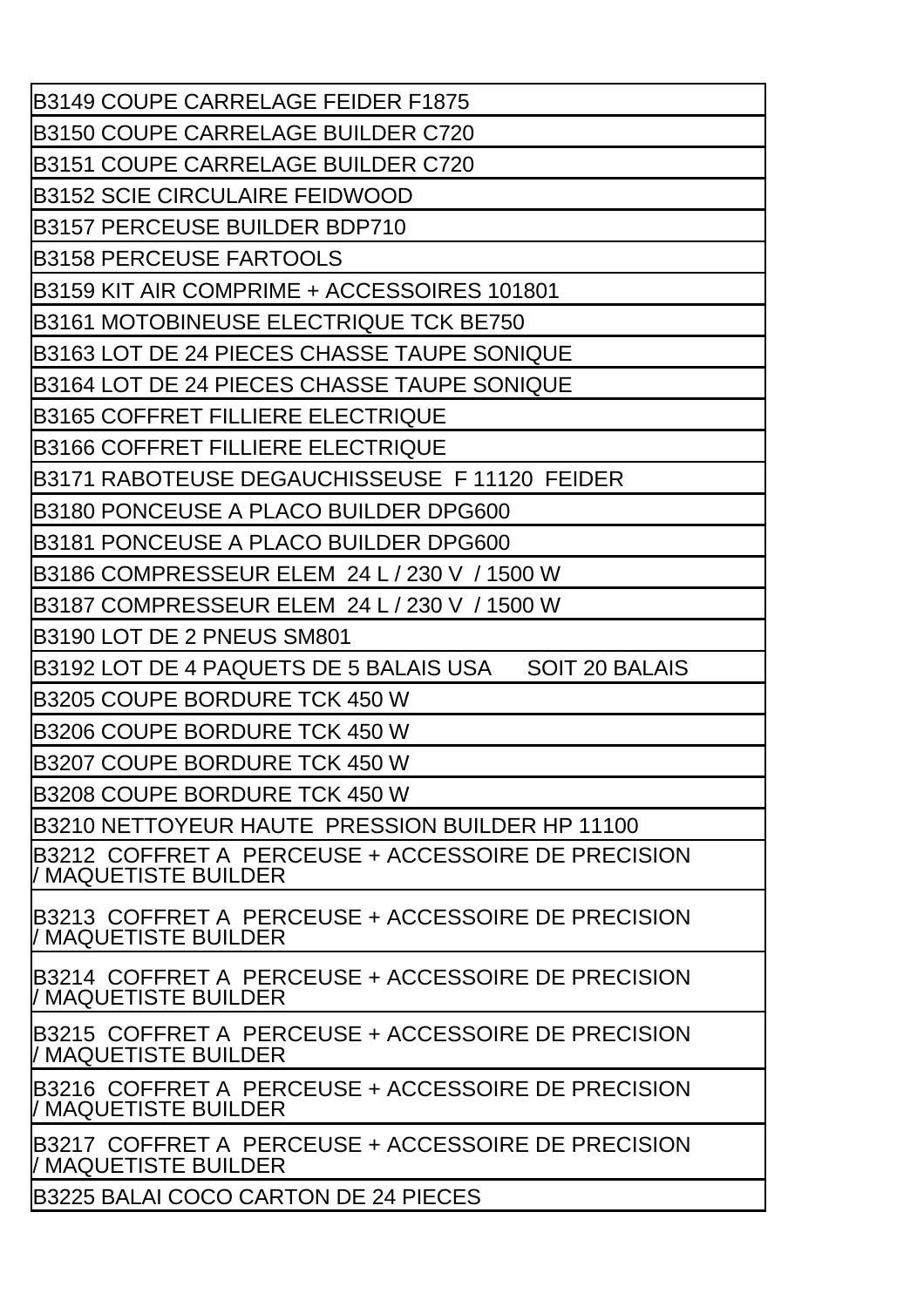| B3149 COUPE CARRELAGE FEIDER F1875 |
| --- |
| B3150 COUPE CARRELAGE BUILDER C720 |
| B3151 COUPE CARRELAGE BUILDER C720 |
| B3152 SCIE CIRCULAIRE FEIDWOOD |
| B3157 PERCEUSE BUILDER BDP710 |
| B3158 PERCEUSE FARTOOLS |
| B3159 KIT AIR COMPRIME + ACCESSOIRES 101801 |
| B3161 MOTOBINEUSE ELECTRIQUE TCK BE750 |
| B3163 LOT DE 24 PIECES CHASSE TAUPE SONIQUE |
| B3164 LOT DE 24 PIECES CHASSE TAUPE SONIQUE |
| B3165 COFFRET FILLIERE ELECTRIQUE |
| B3166 COFFRET FILLIERE ELECTRIQUE |
| B3171 RABOTEUSE DEGAUCHISSEUSE F 11120 FEIDER |
| B3180 PONCEUSE A PLACO BUILDER DPG600 |
| B3181 PONCEUSE A PLACO BUILDER DPG600 |
| B3186 COMPRESSEUR ELEM 24 L / 230 V / 1500 W |
| B3187 COMPRESSEUR ELEM 24 L / 230 V / 1500 W |
| B3190 LOT DE 2 PNEUS SM801 |
| B3192 LOT DE 4 PAQUETS DE 5 BALAIS USA SOIT 20 BALAIS |
| B3205 COUPE BORDURE TCK 450 W |
| B3206 COUPE BORDURE TCK 450 W |
| B3207 COUPE BORDURE TCK 450 W |
| B3208 COUPE BORDURE TCK 450 W |
| B3210 NETTOYEUR HAUTE PRESSION BUILDER HP 11100 |
| B3212 COFFRET A PERCEUSE + ACCESSOIRE DE PRECISION / MAQUETISTE BUILDER |
| B3213 COFFRET A PERCEUSE + ACCESSOIRE DE PRECISION / MAQUETISTE BUILDER |
| B3214 COFFRET A PERCEUSE + ACCESSOIRE DE PRECISION / MAQUETISTE BUILDER |
| B3215 COFFRET A PERCEUSE + ACCESSOIRE DE PRECISION / MAQUETISTE BUILDER |
| B3216 COFFRET A PERCEUSE + ACCESSOIRE DE PRECISION / MAQUETISTE BUILDER |
| B3217 COFFRET A PERCEUSE + ACCESSOIRE DE PRECISION / MAQUETISTE BUILDER |
| B3225 BALAI COCO CARTON DE 24 PIECES |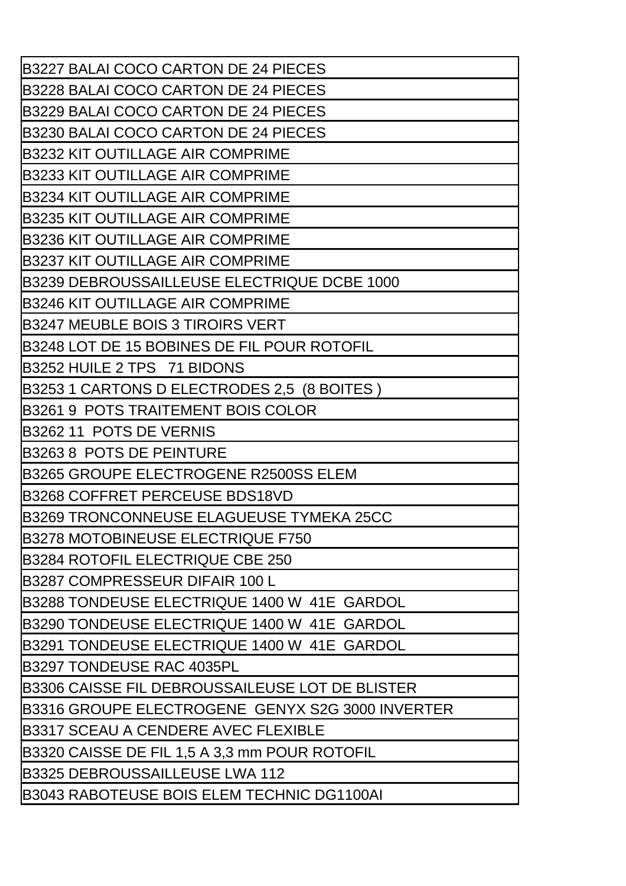| |
|---|
| B3227 BALAI COCO CARTON DE 24 PIECES |
| B3228 BALAI COCO CARTON DE 24 PIECES |
| B3229 BALAI COCO CARTON DE 24 PIECES |
| B3230 BALAI COCO CARTON DE 24 PIECES |
| B3232 KIT OUTILLAGE AIR COMPRIME |
| B3233 KIT OUTILLAGE AIR COMPRIME |
| B3234 KIT OUTILLAGE AIR COMPRIME |
| B3235 KIT OUTILLAGE AIR COMPRIME |
| B3236 KIT OUTILLAGE AIR COMPRIME |
| B3237 KIT OUTILLAGE AIR COMPRIME |
| B3239 DEBROUSSAILLEUSE ELECTRIQUE DCBE 1000 |
| B3246 KIT OUTILLAGE AIR COMPRIME |
| B3247 MEUBLE BOIS 3 TIROIRS VERT |
| B3248 LOT DE 15 BOBINES DE FIL POUR ROTOFIL |
| B3252 HUILE 2 TPS 71 BIDONS |
| B3253 1 CARTONS D ELECTRODES 2,5 (8 BOITES ) |
| B3261 9 POTS TRAITEMENT BOIS COLOR |
| B3262 11 POTS DE VERNIS |
| B3263 8 POTS DE PEINTURE |
| B3265 GROUPE ELECTROGENE R2500SS ELEM |
| B3268 COFFRET PERCEUSE BDS18VD |
| B3269 TRONCONNEUSE ELAGUEUSE TYMEKA 25CC |
| B3278 MOTOBINEUSE ELECTRIQUE F750 |
| B3284 ROTOFIL ELECTRIQUE CBE 250 |
| B3287 COMPRESSEUR DIFAIR 100 L |
| B3288 TONDEUSE ELECTRIQUE 1400 W 41E GARDOL |
| B3290 TONDEUSE ELECTRIQUE 1400 W 41E GARDOL |
| B3291 TONDEUSE ELECTRIQUE 1400 W 41E GARDOL |
| B3297 TONDEUSE RAC 4035PL |
| B3306 CAISSE FIL DEBROUSSAILEUSE LOT DE BLISTER |
| B3316 GROUPE ELECTROGENE GENYX S2G 3000 INVERTER |
| B3317 SCEAU A CENDERE AVEC FLEXIBLE |
| B3320 CAISSE DE FIL 1,5 A 3,3 mm POUR ROTOFIL |
| B3325 DEBROUSSAILLEUSE LWA 112 |
| B3043 RABOTEUSE BOIS ELEM TECHNIC DG1100AI |